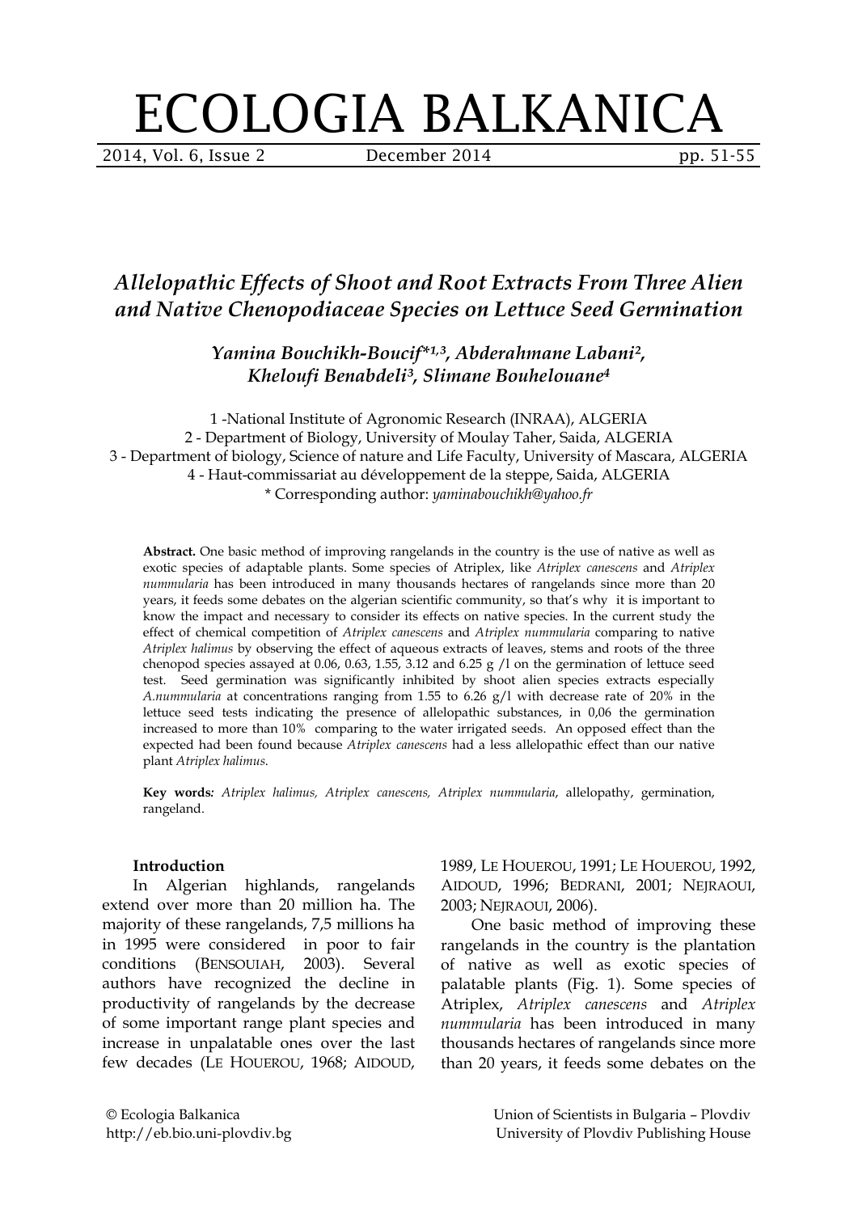# ECOLOGIA BALKANICA

## *Allelopathic Effects of Shoot and Root Extracts From Three Alien and Native Chenopodiaceae Species on Lettuce Seed Germination*

***Yamina Bouchikh-Boucif**[*1,3]*, Abderahmane Labani*[2]*, Kheloufi Benabdeli*[3]*, Slimane Bouhelouane*[4]

1 -National Institute of Agronomic Research (INRAA), ALGERIA
2 - Department of Biology, University of Moulay Taher, Saida, ALGERIA
3 - Department of biology, Science of nature and Life Faculty, University of Mascara, ALGERIA
4 - Haut-commissariat au développement de la steppe, Saida, ALGERIA
\* Corresponding author: *yaminabouchikh@yahoo.fr*

**Abstract.** One basic method of improving rangelands in the country is the use of native as well as exotic species of adaptable plants. Some species of Atriplex, like *Atriplex canescens* and *Atriplex nummularia* has been introduced in many thousands hectares of rangelands since more than 20 years, it feeds some debates on the algerian scientific community, so that's why it is important to know the impact and necessary to consider its effects on native species. In the current study the effect of chemical competition of *Atriplex canescens* and *Atriplex nummularia* comparing to native *Atriplex halimus* by observing the effect of aqueous extracts of leaves, stems and roots of the three chenopod species assayed at 0.06, 0.63, 1.55, 3.12 and 6.25 g /l on the germination of lettuce seed test. Seed germination was significantly inhibited by shoot alien species extracts especially *A.nummularia* at concentrations ranging from 1.55 to 6.26 g/l with decrease rate of 20% in the lettuce seed tests indicating the presence of allelopathic substances, in 0,06 the germination increased to more than 10% comparing to the water irrigated seeds. An opposed effect than the expected had been found because *Atriplex canescens* had a less allelopathic effect than our native plant *Atriplex halimus*.

**Key words***:* *Atriplex halimus, Atriplex canescens, Atriplex nummularia*, allelopathy, germination, rangeland.

### Introduction

In Algerian highlands, rangelands extend over more than 20 million ha. The majority of these rangelands, 7,5 millions ha in 1995 were considered in poor to fair conditions (BENSOUIAH, 2003). Several authors have recognized the decline in productivity of rangelands by the decrease of some important range plant species and increase in unpalatable ones over the last few decades (LE HOUEROU, 1968; AIDOUD, 1989, LE HOUEROU, 1991; LE HOUEROU, 1992, AIDOUD, 1996; BEDRANI, 2001; NEJRAOUI, 2003; NEJRAOUI, 2006).

One basic method of improving these rangelands in the country is the plantation of native as well as exotic species of palatable plants (Fig. 1). Some species of Atriplex, *Atriplex canescens* and *Atriplex nummularia* has been introduced in many thousands hectares of rangelands since more than 20 years, it feeds some debates on the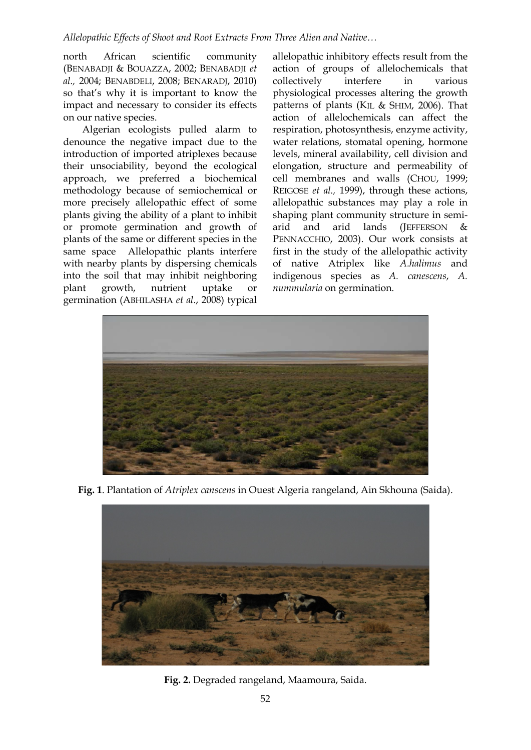north African scientific community (BENABADJI & BOUAZZA, 2002; BENABADJI *et al.,* 2004; BENABDELI, 2008; BENARADJ, 2010) so that's why it is important to know the impact and necessary to consider its effects on our native species.

Algerian ecologists pulled alarm to denounce the negative impact due to the introduction of imported atriplexes because their unsociability, beyond the ecological approach, we preferred a biochemical methodology because of semiochemical or more precisely allelopathic effect of some plants giving the ability of a plant to inhibit or promote germination and growth of plants of the same or different species in the same space Allelopathic plants interfere with nearby plants by dispersing chemicals into the soil that may inhibit neighboring plant growth, nutrient uptake or germination (ABHILASHA *et al*., 2008) typical allelopathic inhibitory effects result from the action of groups of allelochemicals that collectively interfere in various physiological processes altering the growth patterns of plants (KIL & SHIM, 2006). That action of allelochemicals can affect the respiration, photosynthesis, enzyme activity, water relations, stomatal opening, hormone levels, mineral availability, cell division and elongation, structure and permeability of cell membranes and walls (CHOU, 1999; REIGOSE *et al.,* 1999), through these actions, allelopathic substances may play a role in shaping plant community structure in semi-arid and arid lands (JEFFERSON & PENNACCHIO, 2003). Our work consists at first in the study of the allelopathic activity of native Atriplex like *A.halimus* and indigenous species as *A. canescens*, *A. nummularia* on germination.

**Fig. 1**. Plantation of *Atriplex canscens* in Ouest Algeria rangeland, Ain Skhouna (Saida).

**Fig. 2.** Degraded rangeland, Maamoura, Saida.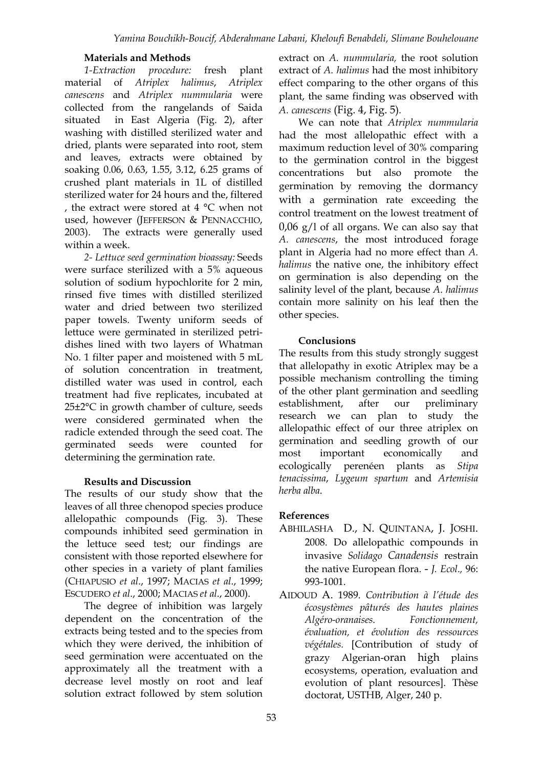### Materials and Methods

*1-Extraction procedure:* fresh plant material of *Atriplex halimus*, *Atriplex canescens* and *Atriplex nummularia* were collected from the rangelands of Saida situated in East Algeria (Fig. 2), after washing with distilled sterilized water and dried, plants were separated into root, stem and leaves, extracts were obtained by soaking 0.06, 0.63, 1.55, 3.12, 6.25 grams of crushed plant materials in 1L of distilled sterilized water for 24 hours and the, filtered , the extract were stored at 4 °C when not used, however (JEFFERSON & PENNACCHIO, 2003). The extracts were generally used within a week.

*2- Lettuce seed germination bioassay:* Seeds were surface sterilized with a 5% aqueous solution of sodium hypochlorite for 2 min, rinsed five times with distilled sterilized water and dried between two sterilized paper towels. Twenty uniform seeds of lettuce were germinated in sterilized petri-dishes lined with two layers of Whatman No. 1 filter paper and moistened with 5 mL of solution concentration in treatment, distilled water was used in control, each treatment had five replicates, incubated at 25±2°C in growth chamber of culture, seeds were considered germinated when the radicle extended through the seed coat. The germinated seeds were counted for determining the germination rate.

### Results and Discussion

The results of our study show that the leaves of all three chenopod species produce allelopathic compounds (Fig. 3). These compounds inhibited seed germination in the lettuce seed test; our findings are consistent with those reported elsewhere for other species in a variety of plant families (CHIAPUSIO *et al*., 1997; MACIAS *et al*., 1999; ESCUDERO *et al*., 2000; MACIAS *et al*., 2000).

The degree of inhibition was largely dependent on the concentration of the extracts being tested and to the species from which they were derived, the inhibition of seed germination were accentuated on the approximately all the treatment with a decrease level mostly on root and leaf solution extract followed by stem solution extract on *A. nummularia,* the root solution extract of *A. halimus* had the most inhibitory effect comparing to the other organs of this plant, the same finding was observed with *A. canescens* (Fig. 4, Fig. 5).

We can note that *Atriplex nummularia* had the most allelopathic effect with a maximum reduction level of 30% comparing to the germination control in the biggest concentrations but also promote the germination by removing the dormancy with a germination rate exceeding the control treatment on the lowest treatment of 0,06 g/l of all organs. We can also say that *A. canescens*, the most introduced forage plant in Algeria had no more effect than *A. halimus* the native one, the inhibitory effect on germination is also depending on the salinity level of the plant, because *A. halimus* contain more salinity on his leaf then the other species.

### Conclusions

The results from this study strongly suggest that allelopathy in exotic Atriplex may be a possible mechanism controlling the timing of the other plant germination and seedling establishment, after our preliminary research we can plan to study the allelopathic effect of our three atriplex on germination and seedling growth of our most important economically and ecologically perenéen plants as *Stipa tenacissima*, *Lygeum spartum* and *Artemisia herba alba*.

### References

ABHILASHA D., N. QUINTANA, J. JOSHI. 2008. Do allelopathic compounds in invasive *Solidago Canadensis* restrain the native European flora. - *J. Ecol.,* 96: 993-1001.

AIDOUD A. 1989. *Contribution à l'étude des écosystèmes pâturés des hautes plaines Algéro-oranaises. Fonctionnement, évaluation, et évolution des ressources végétales.* [Contribution of study of grazy Algerian-oran high plains ecosystems, operation, evaluation and evolution of plant resources]. Thèse doctorat, USTHB, Alger, 240 p.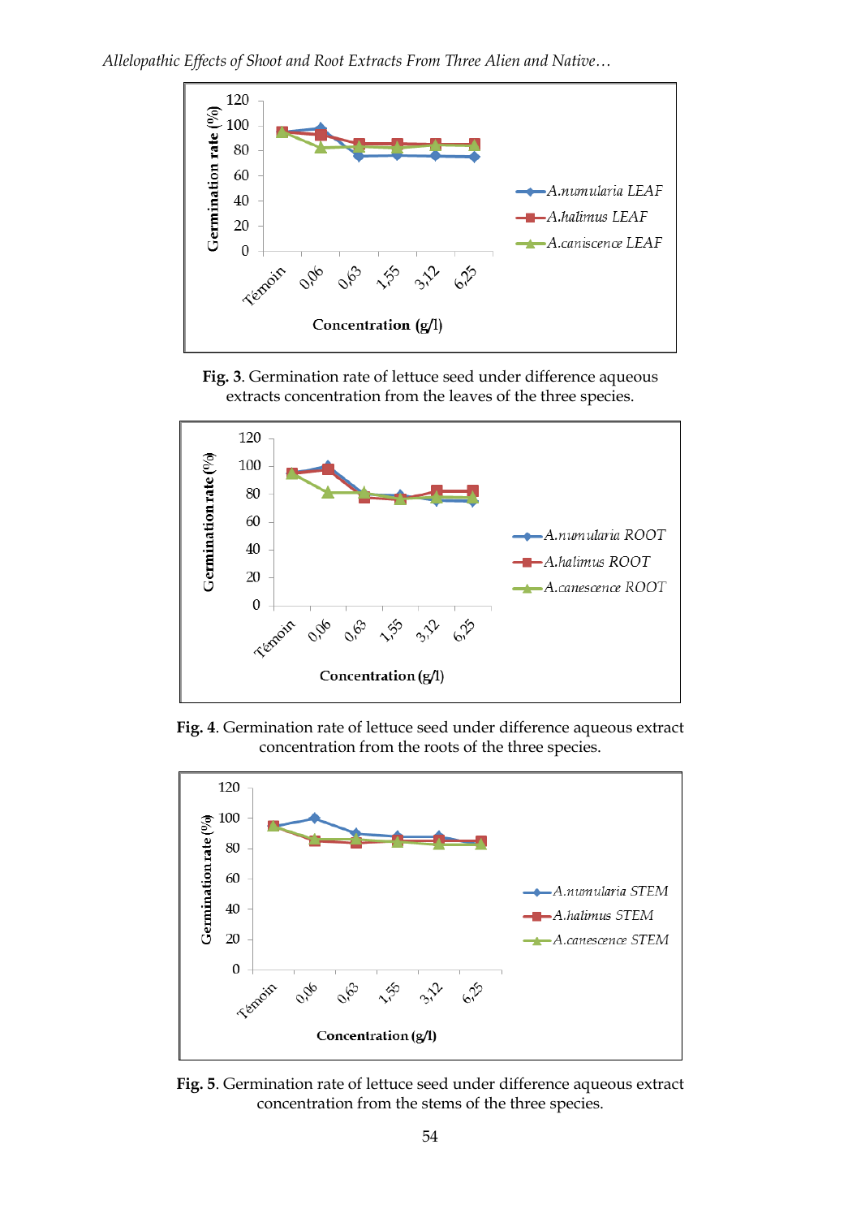Fig. 3. Germination rate of lettuce seed under difference aqueous extracts concentration from the leaves of the three species.

Fig. 4. Germination rate of lettuce seed under difference aqueous extract concentration from the roots of the three species.

Fig. 5. Germination rate of lettuce seed under difference aqueous extract concentration from the stems of the three species.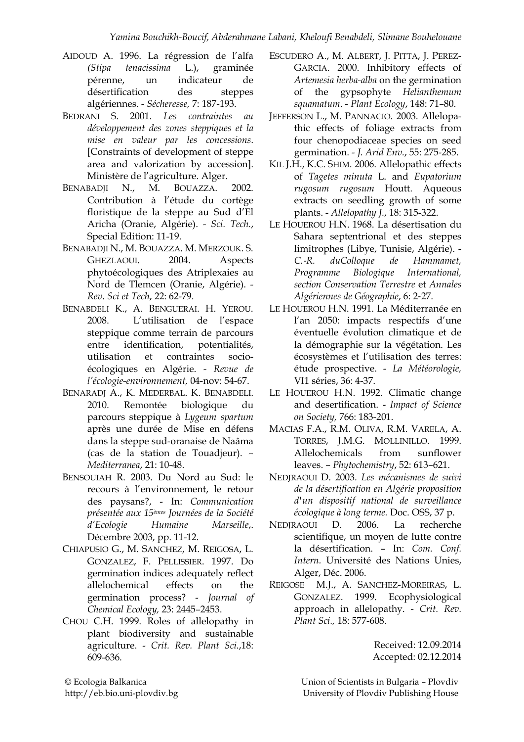AIDOUD A. 1996. La régression de l'alfa *(Stipa tenacissima* L.), graminée pérenne, un indicateur de désertification des steppes algériennes. - *Sécheresse,* 7: 187-193.

BEDRANI S. 2001. *Les contraintes au développement des zones steppiques et la mise en valeur par les concessions*. [Constraints of development of steppe area and valorization by accession]. Ministère de l'agriculture. Alger.

BENABADJI N., M. BOUAZZA. 2002. Contribution à l'étude du cortège floristique de la steppe au Sud d'El Aricha (Oranie, Algérie). - *Sci. Tech.*, Special Edition: 11-19.

BENABADJI N., M. BOUAZZA. M. MERZOUK. S. GHEZLAOUI. 2004. Aspects phytoécologiques des Atriplexaies au Nord de Tlemcen (Oranie, Algérie). - *Rev. Sci et Tech*, 22: 62-79.

BENABDELI K., A. BENGUERAI. H. YEROU. 2008. L'utilisation de l'espace steppique comme terrain de parcours entre identification, potentialités, utilisation et contraintes socio-écologiques en Algérie. - *Revue de l'écologie-environnement,* 04-nov: 54-67.

BENARADJ A., K. MEDERBAL. K. BENABDELI. 2010. Remontée biologique du parcours steppique à *Lygeum spartum* après une durée de Mise en défens dans la steppe sud-oranaise de Naâma (cas de la station de Touadjeur). – *Mediterranea*, 21: 10-48.

BENSOUIAH R. 2003. Du Nord au Sud: le recours à l'environnement, le retour des paysans?, - In: *Communication présentée aux 15èmes Journées de la Société d'Ecologie Humaine Marseille*,. Décembre 2003, pp. 11-12.

CHIAPUSIO G., M. SANCHEZ, M. REIGOSA, L. GONZALEZ, F. PELLISSIER. 1997. Do germination indices adequately reflect allelochemical effects on the germination process? - *Journal of Chemical Ecology,* 23: 2445–2453.

CHOU C.H. 1999. Roles of allelopathy in plant biodiversity and sustainable agriculture. - *Crit. Rev. Plant Sci.*,18: 609-636.

ESCUDERO A., M. ALBERT, J. PITTA, J. PEREZ-GARCIA. 2000. Inhibitory effects of *Artemesia herba-alba* on the germination of the gypsophyte *Helianthemum squamatum*. - *Plant Ecology*, 148: 71–80.

JEFFERSON L., M. PANNACIO. 2003. Allelopathic effects of foliage extracts from four chenopodiaceae species on seed germination. - *J. Arid Env.*, 55: 275-285.

KIL J.H., K.C. SHIM. 2006. Allelopathic effects of *Tagetes minuta* L. and *Eupatorium rugosum rugosum* Houtt. Aqueous extracts on seedling growth of some plants. - *Allelopathy J.*, 18: 315-322.

LE HOUEROU H.N. 1968. La désertisation du Sahara septentrional et des steppes limitrophes (Libye, Tunisie, Algérie). - *C.-R. duColloque de Hammamet, Programme Biologique International, section Conservation Terrestre* et *Annales Algériennes de Géographie*, 6: 2-27.

LE HOUEROU H.N. 1991. La Méditerranée en l'an 2050: impacts respectifs d'une éventuelle évolution climatique et de la démographie sur la végétation. Les écosystèmes et l'utilisation des terres: étude prospective. - *La Météorologie,* VI1 séries, 36: 4-37.

LE HOUEROU H.N. 1992. Climatic change and desertification. - *Impact of Science on Society,* 766: 183-201.

MACIAS F.A., R.M. OLIVA, R.M. VARELA, A. TORRES, J.M.G. MOLLINILLO. 1999. Allelochemicals from sunflower leaves. – *Phytochemistry*, 52: 613–621.

NEDJRAOUI D. 2003. *Les mécanismes de suivi de la désertification en Algérie proposition d'un dispositif national de surveillance écologique à long terme.* Doc. OSS, 37 p.

NEDJRAOUI D. 2006. La recherche scientifique, un moyen de lutte contre la désertification. – In: *Com. Conf. Intern.* Université des Nations Unies, Alger, Déc. 2006.

REIGOSE M.J., A. SANCHEZ-MOREIRAS, L. GONZALEZ. 1999. Ecophysiological approach in allelopathy. - *Crit. Rev. Plant Sci.,* 18: 577-608.

Received: 12.09.2014
Accepted: 02.12.2014